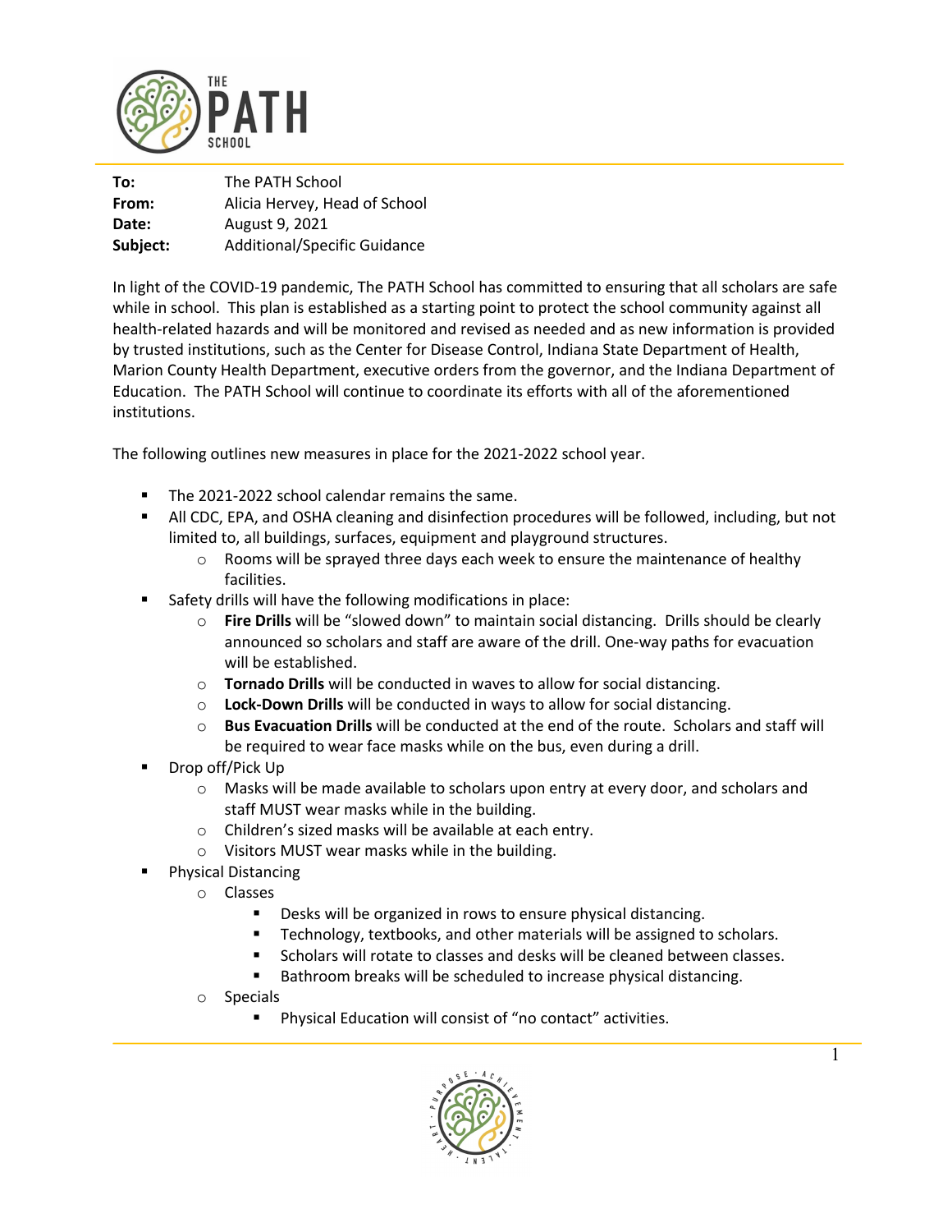| | |
|---|---|
| **To:** | The PATH School |
| **From:** | Alicia Hervey, Head of School |
| **Date:** | August 9, 2021 |
| **Subject:** | Additional/Specific Guidance |

In light of the COVID-19 pandemic, The PATH School has committed to ensuring that all scholars are safe while in school. This plan is established as a starting point to protect the school community against all health-related hazards and will be monitored and revised as needed and as new information is provided by trusted institutions, such as the Center for Disease Control, Indiana State Department of Health, Marion County Health Department, executive orders from the governor, and the Indiana Department of Education. The PATH School will continue to coordinate its efforts with all of the aforementioned institutions.

The following outlines new measures in place for the 2021-2022 school year.

- The 2021-2022 school calendar remains the same.
- All CDC, EPA, and OSHA cleaning and disinfection procedures will be followed, including, but not limited to, all buildings, surfaces, equipment and playground structures.
    - Rooms will be sprayed three days each week to ensure the maintenance of healthy facilities.
- Safety drills will have the following modifications in place:
    - **Fire Drills** will be "slowed down" to maintain social distancing. Drills should be clearly announced so scholars and staff are aware of the drill. One-way paths for evacuation will be established.
    - **Tornado Drills** will be conducted in waves to allow for social distancing.
    - **Lock-Down Drills** will be conducted in ways to allow for social distancing.
    - **Bus Evacuation Drills** will be conducted at the end of the route. Scholars and staff will be required to wear face masks while on the bus, even during a drill.
- Drop off/Pick Up
    - Masks will be made available to scholars upon entry at every door, and scholars and staff MUST wear masks while in the building.
    - Children's sized masks will be available at each entry.
    - Visitors MUST wear masks while in the building.
- Physical Distancing
    - Classes
        - Desks will be organized in rows to ensure physical distancing.
        - Technology, textbooks, and other materials will be assigned to scholars.
        - Scholars will rotate to classes and desks will be cleaned between classes.
        - Bathroom breaks will be scheduled to increase physical distancing.
    - Specials
        - Physical Education will consist of "no contact" activities.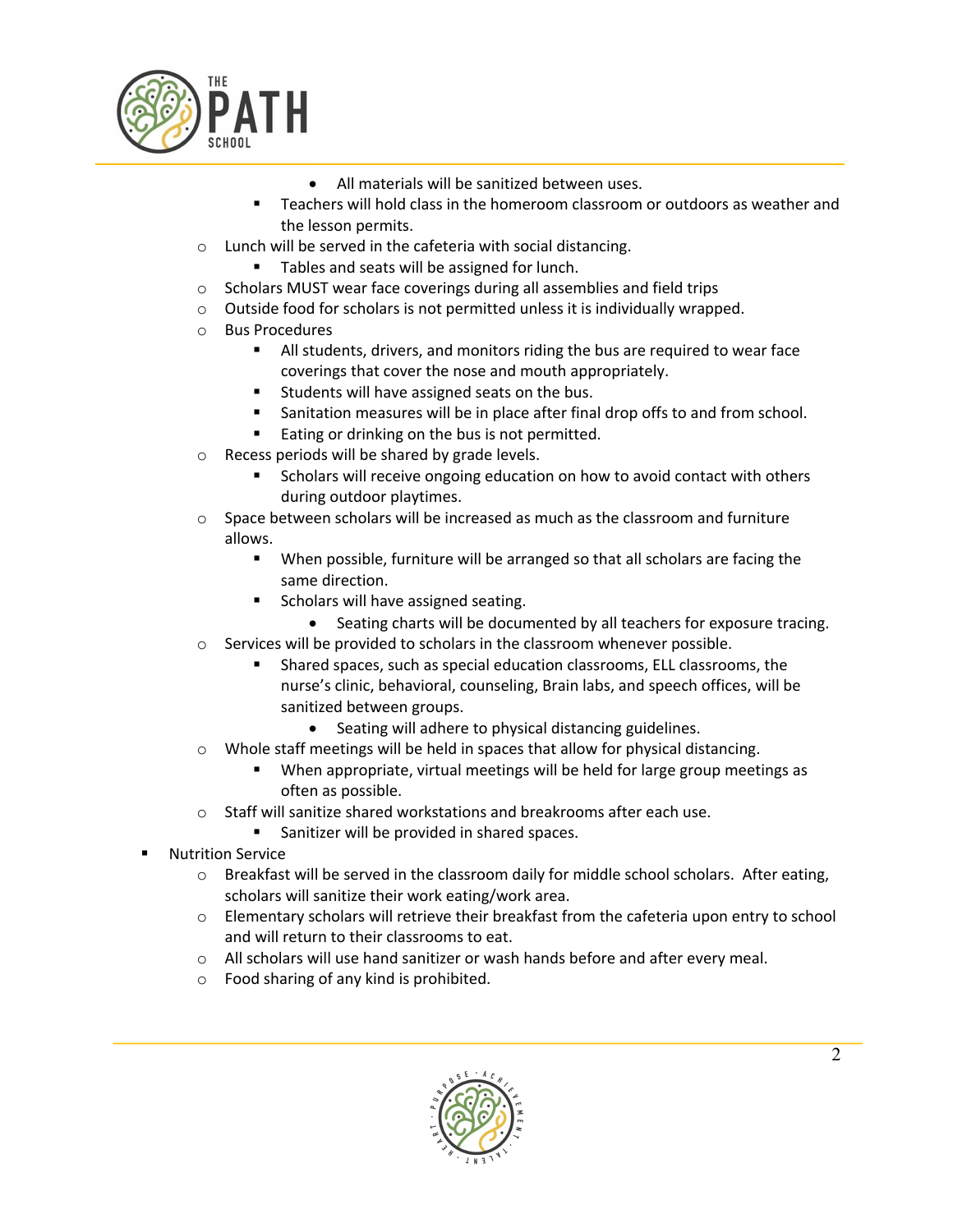- All materials will be sanitized between uses.
      - Teachers will hold class in the homeroom classroom or outdoors as weather and the lesson permits.
  - Lunch will be served in the cafeteria with social distancing.
    - Tables and seats will be assigned for lunch.
  - Scholars MUST wear face coverings during all assemblies and field trips
  - Outside food for scholars is not permitted unless it is individually wrapped.
  - Bus Procedures
    - All students, drivers, and monitors riding the bus are required to wear face coverings that cover the nose and mouth appropriately.
    - Students will have assigned seats on the bus.
    - Sanitation measures will be in place after final drop offs to and from school.
    - Eating or drinking on the bus is not permitted.
  - Recess periods will be shared by grade levels.
    - Scholars will receive ongoing education on how to avoid contact with others during outdoor playtimes.
  - Space between scholars will be increased as much as the classroom and furniture allows.
    - When possible, furniture will be arranged so that all scholars are facing the same direction.
    - Scholars will have assigned seating.
      - Seating charts will be documented by all teachers for exposure tracing.
  - Services will be provided to scholars in the classroom whenever possible.
    - Shared spaces, such as special education classrooms, ELL classrooms, the nurse's clinic, behavioral, counseling, Brain labs, and speech offices, will be sanitized between groups.
      - Seating will adhere to physical distancing guidelines.
  - Whole staff meetings will be held in spaces that allow for physical distancing.
    - When appropriate, virtual meetings will be held for large group meetings as often as possible.
  - Staff will sanitize shared workstations and breakrooms after each use.
    - Sanitizer will be provided in shared spaces.
- Nutrition Service
  - Breakfast will be served in the classroom daily for middle school scholars. After eating, scholars will sanitize their work eating/work area.
  - Elementary scholars will retrieve their breakfast from the cafeteria upon entry to school and will return to their classrooms to eat.
  - All scholars will use hand sanitizer or wash hands before and after every meal.
  - Food sharing of any kind is prohibited.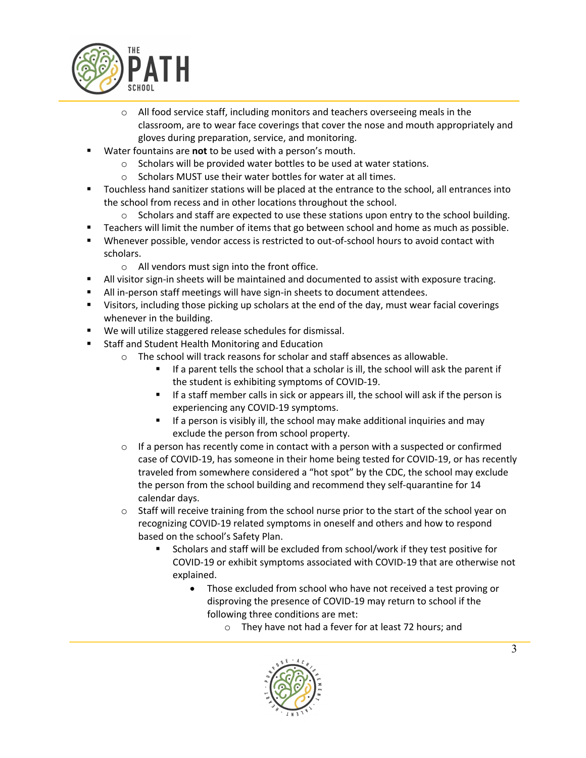- All food service staff, including monitors and teachers overseeing meals in the classroom, are to wear face coverings that cover the nose and mouth appropriately and gloves during preparation, service, and monitoring.
- Water fountains are **not** to be used with a person's mouth.
  - Scholars will be provided water bottles to be used at water stations.
  - Scholars MUST use their water bottles for water at all times.
- Touchless hand sanitizer stations will be placed at the entrance to the school, all entrances into the school from recess and in other locations throughout the school.
  - Scholars and staff are expected to use these stations upon entry to the school building.
- Teachers will limit the number of items that go between school and home as much as possible.
- Whenever possible, vendor access is restricted to out-of-school hours to avoid contact with scholars.
  - All vendors must sign into the front office.
- All visitor sign-in sheets will be maintained and documented to assist with exposure tracing.
- All in-person staff meetings will have sign-in sheets to document attendees.
- Visitors, including those picking up scholars at the end of the day, must wear facial coverings whenever in the building.
- We will utilize staggered release schedules for dismissal.
- Staff and Student Health Monitoring and Education
  - The school will track reasons for scholar and staff absences as allowable.
    - If a parent tells the school that a scholar is ill, the school will ask the parent if the student is exhibiting symptoms of COVID-19.
    - If a staff member calls in sick or appears ill, the school will ask if the person is experiencing any COVID-19 symptoms.
    - If a person is visibly ill, the school may make additional inquiries and may exclude the person from school property.
  - If a person has recently come in contact with a person with a suspected or confirmed case of COVID-19, has someone in their home being tested for COVID-19, or has recently traveled from somewhere considered a "hot spot" by the CDC, the school may exclude the person from the school building and recommend they self-quarantine for 14 calendar days.
  - Staff will receive training from the school nurse prior to the start of the school year on recognizing COVID-19 related symptoms in oneself and others and how to respond based on the school's Safety Plan.
    - Scholars and staff will be excluded from school/work if they test positive for COVID-19 or exhibit symptoms associated with COVID-19 that are otherwise not explained.
      - Those excluded from school who have not received a test proving or disproving the presence of COVID-19 may return to school if the following three conditions are met:
        - They have not had a fever for at least 72 hours; and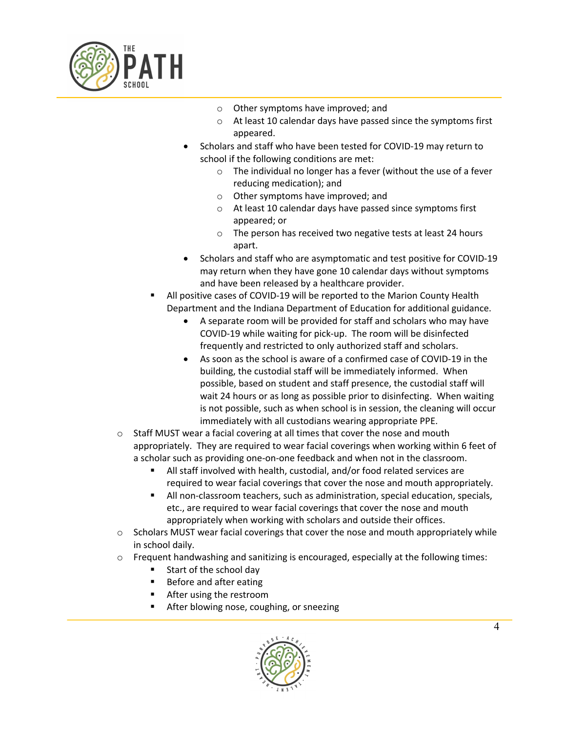- Other symptoms have improved; and
            - At least 10 calendar days have passed since the symptoms first appeared.
        - Scholars and staff who have been tested for COVID-19 may return to school if the following conditions are met:
            - The individual no longer has a fever (without the use of a fever reducing medication); and
            - Other symptoms have improved; and
            - At least 10 calendar days have passed since symptoms first appeared; or
            - The person has received two negative tests at least 24 hours apart.
        - Scholars and staff who are asymptomatic and test positive for COVID-19 may return when they have gone 10 calendar days without symptoms and have been released by a healthcare provider.
    - All positive cases of COVID-19 will be reported to the Marion County Health Department and the Indiana Department of Education for additional guidance.
        - A separate room will be provided for staff and scholars who may have COVID-19 while waiting for pick-up. The room will be disinfected frequently and restricted to only authorized staff and scholars.
        - As soon as the school is aware of a confirmed case of COVID-19 in the building, the custodial staff will be immediately informed. When possible, based on student and staff presence, the custodial staff will wait 24 hours or as long as possible prior to disinfecting. When waiting is not possible, such as when school is in session, the cleaning will occur immediately with all custodians wearing appropriate PPE.
- Staff MUST wear a facial covering at all times that cover the nose and mouth appropriately. They are required to wear facial coverings when working within 6 feet of a scholar such as providing one-on-one feedback and when not in the classroom.
    - All staff involved with health, custodial, and/or food related services are required to wear facial coverings that cover the nose and mouth appropriately.
    - All non-classroom teachers, such as administration, special education, specials, etc., are required to wear facial coverings that cover the nose and mouth appropriately when working with scholars and outside their offices.
- Scholars MUST wear facial coverings that cover the nose and mouth appropriately while in school daily.
- Frequent handwashing and sanitizing is encouraged, especially at the following times:
    - Start of the school day
    - Before and after eating
    - After using the restroom
    - After blowing nose, coughing, or sneezing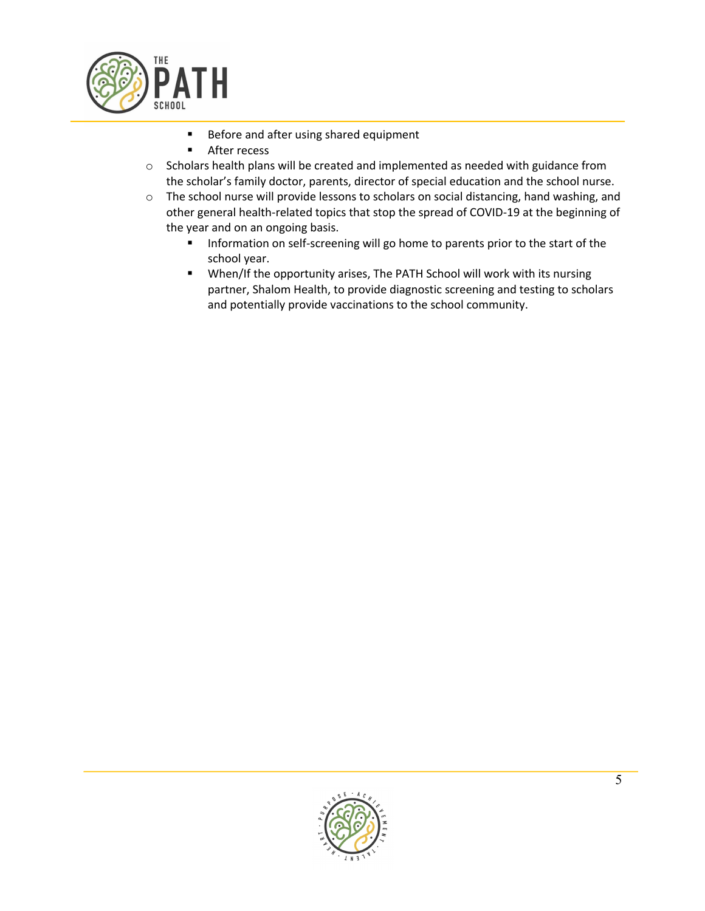- Before and after using shared equipment
    - After recess
- Scholars health plans will be created and implemented as needed with guidance from the scholar's family doctor, parents, director of special education and the school nurse.
- The school nurse will provide lessons to scholars on social distancing, hand washing, and other general health-related topics that stop the spread of COVID-19 at the beginning of the year and on an ongoing basis.
    - Information on self-screening will go home to parents prior to the start of the school year.
    - When/If the opportunity arises, The PATH School will work with its nursing partner, Shalom Health, to provide diagnostic screening and testing to scholars and potentially provide vaccinations to the school community.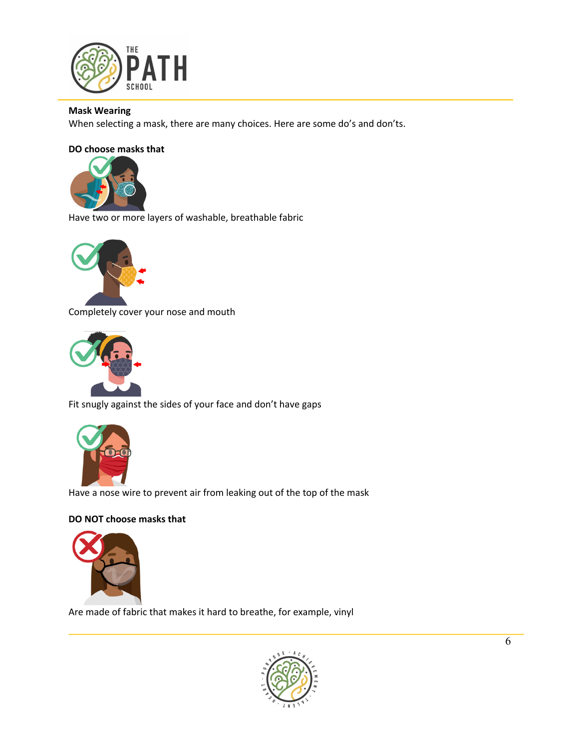**Mask Wearing**

When selecting a mask, there are many choices. Here are some do's and don'ts.

**DO choose masks that**

Have two or more layers of washable, breathable fabric

Completely cover your nose and mouth

Fit snugly against the sides of your face and don't have gaps

Have a nose wire to prevent air from leaking out of the top of the mask

**DO NOT choose masks that**

Are made of fabric that makes it hard to breathe, for example, vinyl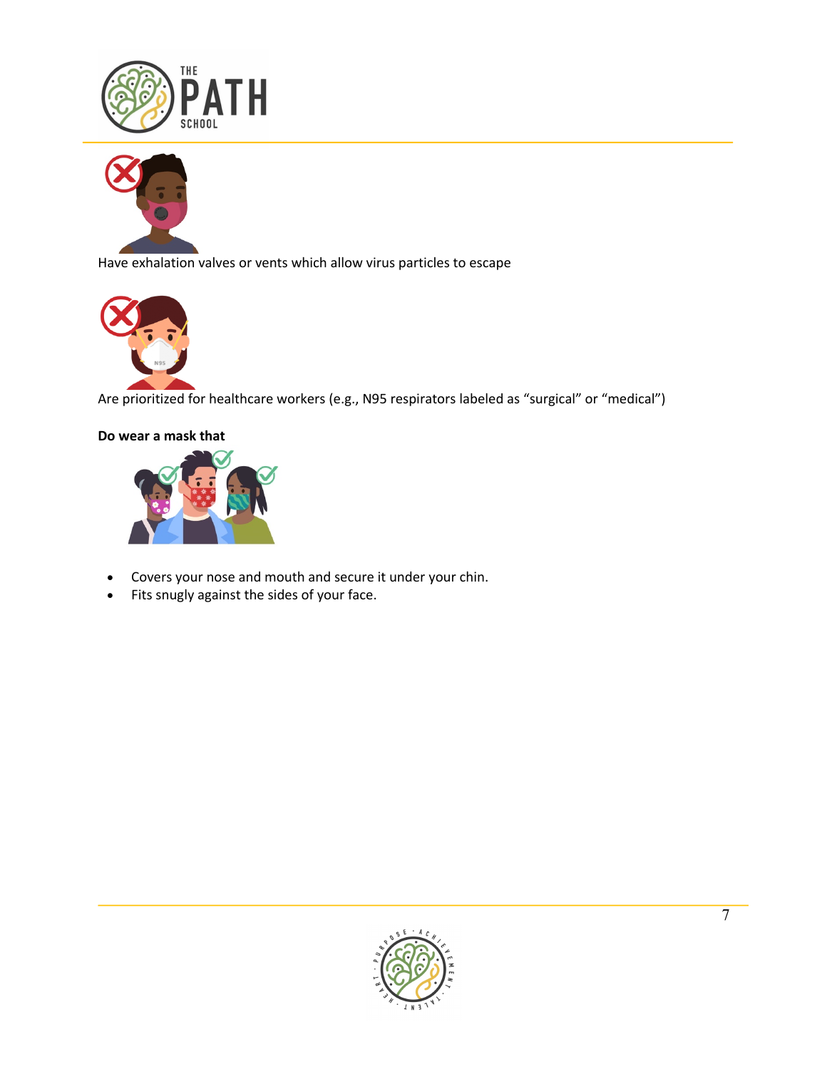Have exhalation valves or vents which allow virus particles to escape

Are prioritized for healthcare workers (e.g., N95 respirators labeled as "surgical" or "medical")

**Do wear a mask that**

- Covers your nose and mouth and secure it under your chin.
- Fits snugly against the sides of your face.